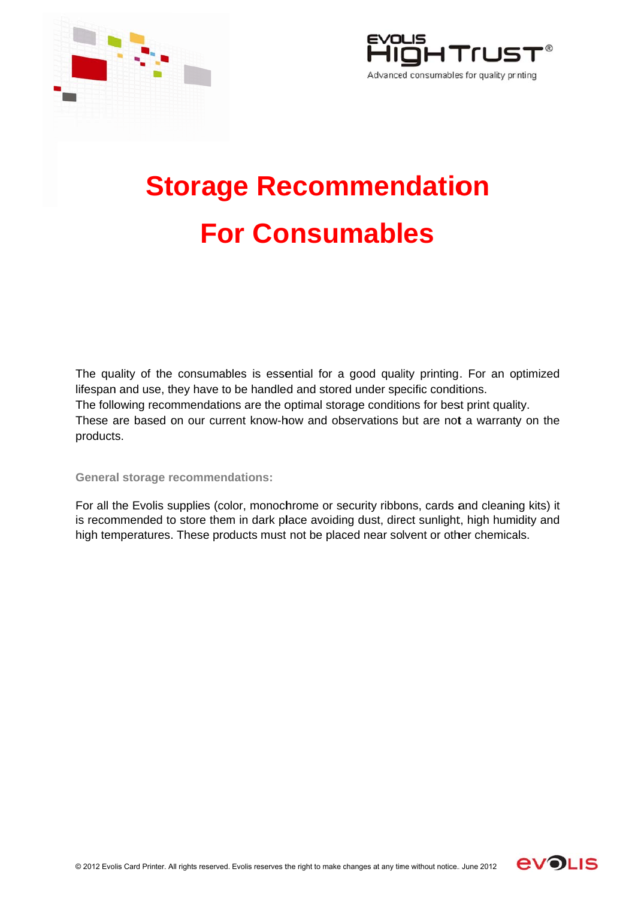# Storage Recommendation

# For Consumables

The quality of the consumables is essential for a good quality printing. For an optimized lifespan and use, they have to be handled and stored under specific conditions.

The following recommendations are the optimal storage conditions for best print quality.

These are based on our current know-how and observations but are not a warranty on the products.

**General storage recommendations:**

For all the Evolis supplies (color, monochrome or security ribbons, cards and cleaning kits) it is recommended to store them in dark place avoiding dust, direct sunlight, high humidity and high temperatures. These products must not be placed near solvent or other chemicals.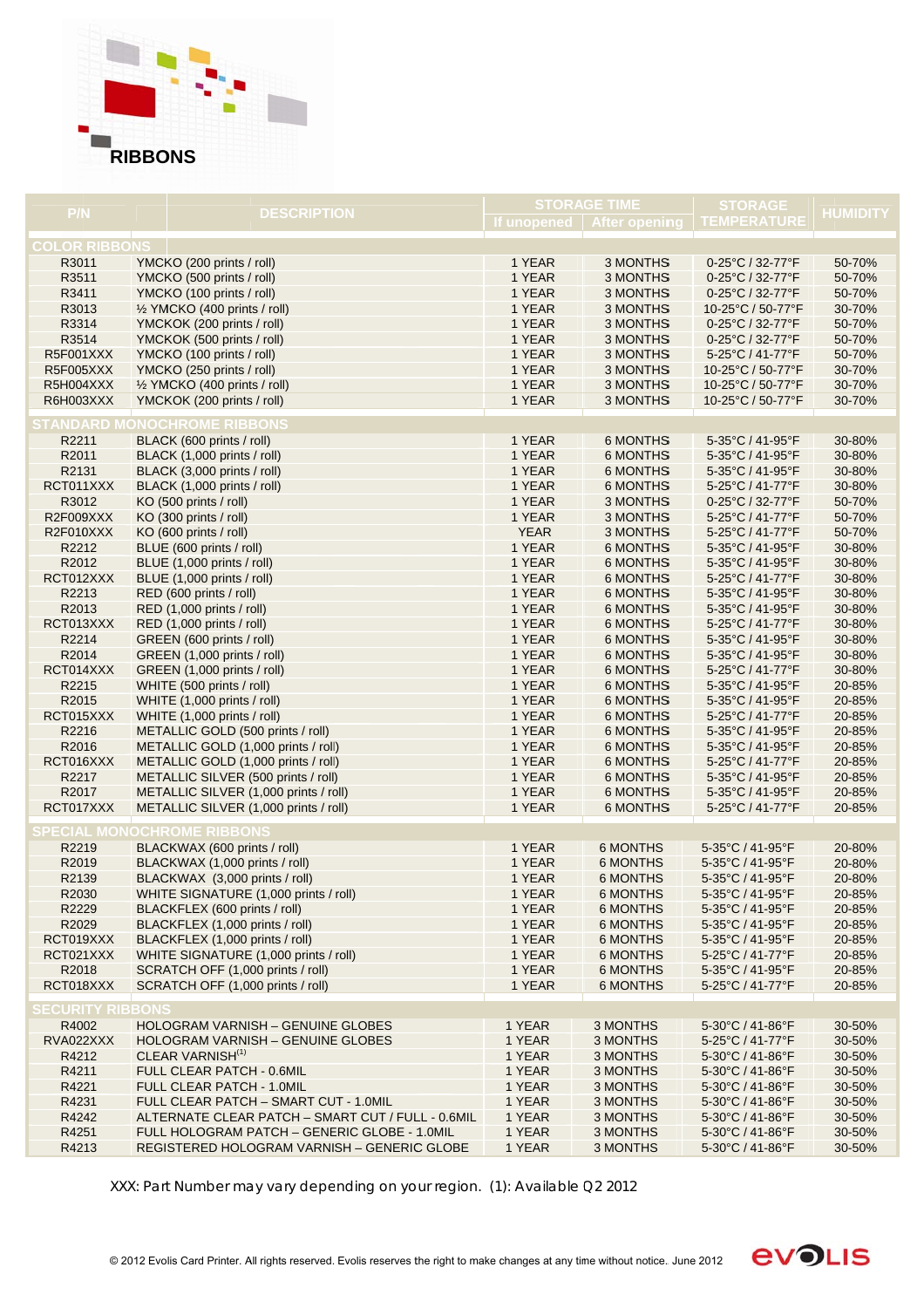# RIBBONS

| P/N | DESCRIPTION | STORAGE TIME | | STORAGE TEMPERATURE | HUMIDITY |
|---|---|---|---|---|---|
| | | If unopened | After opening | | |
| **COLOR RIBBONS** | | | | | |
| R3011 | YMCKO (200 prints / roll) | 1 YEAR | 3 MONTHS | 0-25°C / 32-77°F | 50-70% |
| R3511 | YMCKO (500 prints / roll) | 1 YEAR | 3 MONTHS | 0-25°C / 32-77°F | 50-70% |
| R3411 | YMCKO (100 prints / roll) | 1 YEAR | 3 MONTHS | 0-25°C / 32-77°F | 50-70% |
| R3013 | ½ YMCKO (400 prints / roll) | 1 YEAR | 3 MONTHS | 10-25°C / 50-77°F | 30-70% |
| R3314 | YMCKOK (200 prints / roll) | 1 YEAR | 3 MONTHS | 0-25°C / 32-77°F | 50-70% |
| R3514 | YMCKOK (500 prints / roll) | 1 YEAR | 3 MONTHS | 0-25°C / 32-77°F | 50-70% |
| R5F001XXX | YMCKO (100 prints / roll) | 1 YEAR | 3 MONTHS | 5-25°C / 41-77°F | 50-70% |
| R5F005XXX | YMCKO (250 prints / roll) | 1 YEAR | 3 MONTHS | 10-25°C / 50-77°F | 30-70% |
| R5H004XXX | ½ YMCKO (400 prints / roll) | 1 YEAR | 3 MONTHS | 10-25°C / 50-77°F | 30-70% |
| R6H003XXX | YMCKOK (200 prints / roll) | 1 YEAR | 3 MONTHS | 10-25°C / 50-77°F | 30-70% |
| **STANDARD MONOCHROME RIBBONS** | | | | | |
| R2211 | BLACK (600 prints / roll) | 1 YEAR | 6 MONTHS | 5-35°C / 41-95°F | 30-80% |
| R2011 | BLACK (1,000 prints / roll) | 1 YEAR | 6 MONTHS | 5-35°C / 41-95°F | 30-80% |
| R2131 | BLACK (3,000 prints / roll) | 1 YEAR | 6 MONTHS | 5-35°C / 41-95°F | 30-80% |
| RCT011XXX | BLACK (1,000 prints / roll) | 1 YEAR | 6 MONTHS | 5-25°C / 41-77°F | 30-80% |
| R3012 | KO (500 prints / roll) | 1 YEAR | 3 MONTHS | 0-25°C / 32-77°F | 50-70% |
| R2F009XXX | KO (300 prints / roll) | 1 YEAR | 3 MONTHS | 5-25°C / 41-77°F | 50-70% |
| R2F010XXX | KO (600 prints / roll) | YEAR | 3 MONTHS | 5-25°C / 41-77°F | 50-70% |
| R2212 | BLUE (600 prints / roll) | 1 YEAR | 6 MONTHS | 5-35°C / 41-95°F | 30-80% |
| R2012 | BLUE (1,000 prints / roll) | 1 YEAR | 6 MONTHS | 5-35°C / 41-95°F | 30-80% |
| RCT012XXX | BLUE (1,000 prints / roll) | 1 YEAR | 6 MONTHS | 5-25°C / 41-77°F | 30-80% |
| R2213 | RED (600 prints / roll) | 1 YEAR | 6 MONTHS | 5-35°C / 41-95°F | 30-80% |
| R2013 | RED (1,000 prints / roll) | 1 YEAR | 6 MONTHS | 5-35°C / 41-95°F | 30-80% |
| RCT013XXX | RED (1,000 prints / roll) | 1 YEAR | 6 MONTHS | 5-25°C / 41-77°F | 30-80% |
| R2214 | GREEN (600 prints / roll) | 1 YEAR | 6 MONTHS | 5-35°C / 41-95°F | 30-80% |
| R2014 | GREEN (1,000 prints / roll) | 1 YEAR | 6 MONTHS | 5-35°C / 41-95°F | 30-80% |
| RCT014XXX | GREEN (1,000 prints / roll) | 1 YEAR | 6 MONTHS | 5-25°C / 41-77°F | 30-80% |
| R2215 | WHITE (500 prints / roll) | 1 YEAR | 6 MONTHS | 5-35°C / 41-95°F | 20-85% |
| R2015 | WHITE (1,000 prints / roll) | 1 YEAR | 6 MONTHS | 5-35°C / 41-95°F | 20-85% |
| RCT015XXX | WHITE (1,000 prints / roll) | 1 YEAR | 6 MONTHS | 5-25°C / 41-77°F | 20-85% |
| R2216 | METALLIC GOLD (500 prints / roll) | 1 YEAR | 6 MONTHS | 5-35°C / 41-95°F | 20-85% |
| R2016 | METALLIC GOLD (1,000 prints / roll) | 1 YEAR | 6 MONTHS | 5-35°C / 41-95°F | 20-85% |
| RCT016XXX | METALLIC GOLD (1,000 prints / roll) | 1 YEAR | 6 MONTHS | 5-25°C / 41-77°F | 20-85% |
| R2217 | METALLIC SILVER (500 prints / roll) | 1 YEAR | 6 MONTHS | 5-35°C / 41-95°F | 20-85% |
| R2017 | METALLIC SILVER (1,000 prints / roll) | 1 YEAR | 6 MONTHS | 5-35°C / 41-95°F | 20-85% |
| RCT017XXX | METALLIC SILVER (1,000 prints / roll) | 1 YEAR | 6 MONTHS | 5-25°C / 41-77°F | 20-85% |
| **SPECIAL MONOCHROME RIBBONS** | | | | | |
| R2219 | BLACKWAX (600 prints / roll) | 1 YEAR | 6 MONTHS | 5-35°C / 41-95°F | 20-80% |
| R2019 | BLACKWAX (1,000 prints / roll) | 1 YEAR | 6 MONTHS | 5-35°C / 41-95°F | 20-80% |
| R2139 | BLACKWAX (3,000 prints / roll) | 1 YEAR | 6 MONTHS | 5-35°C / 41-95°F | 20-80% |
| R2030 | WHITE SIGNATURE (1,000 prints / roll) | 1 YEAR | 6 MONTHS | 5-35°C / 41-95°F | 20-85% |
| R2229 | BLACKFLEX (600 prints / roll) | 1 YEAR | 6 MONTHS | 5-35°C / 41-95°F | 20-85% |
| R2029 | BLACKFLEX (1,000 prints / roll) | 1 YEAR | 6 MONTHS | 5-35°C / 41-95°F | 20-85% |
| RCT019XXX | BLACKFLEX (1,000 prints / roll) | 1 YEAR | 6 MONTHS | 5-35°C / 41-95°F | 20-85% |
| RCT021XXX | WHITE SIGNATURE (1,000 prints / roll) | 1 YEAR | 6 MONTHS | 5-25°C / 41-77°F | 20-85% |
| R2018 | SCRATCH OFF (1,000 prints / roll) | 1 YEAR | 6 MONTHS | 5-35°C / 41-95°F | 20-85% |
| RCT018XXX | SCRATCH OFF (1,000 prints / roll) | 1 YEAR | 6 MONTHS | 5-25°C / 41-77°F | 20-85% |
| **SECURITY RIBBONS** | | | | | |
| R4002 | HOLOGRAM VARNISH – GENUINE GLOBES | 1 YEAR | 3 MONTHS | 5-30°C / 41-86°F | 30-50% |
| RVA022XXX | HOLOGRAM VARNISH – GENUINE GLOBES | 1 YEAR | 3 MONTHS | 5-25°C / 41-77°F | 30-50% |
| R4212 | CLEAR VARNISH(1) | 1 YEAR | 3 MONTHS | 5-30°C / 41-86°F | 30-50% |
| R4211 | FULL CLEAR PATCH - 0.6MIL | 1 YEAR | 3 MONTHS | 5-30°C / 41-86°F | 30-50% |
| R4221 | FULL CLEAR PATCH - 1.0MIL | 1 YEAR | 3 MONTHS | 5-30°C / 41-86°F | 30-50% |
| R4231 | FULL CLEAR PATCH – SMART CUT - 1.0MIL | 1 YEAR | 3 MONTHS | 5-30°C / 41-86°F | 30-50% |
| R4242 | ALTERNATE CLEAR PATCH – SMART CUT / FULL - 0.6MIL | 1 YEAR | 3 MONTHS | 5-30°C / 41-86°F | 30-50% |
| R4251 | FULL HOLOGRAM PATCH – GENERIC GLOBE - 1.0MIL | 1 YEAR | 3 MONTHS | 5-30°C / 41-86°F | 30-50% |
| R4213 | REGISTERED HOLOGRAM VARNISH – GENERIC GLOBE | 1 YEAR | 3 MONTHS | 5-30°C / 41-86°F | 30-50% |

XXX: Part Number may vary depending on your region. (1): Available Q2 2012

© 2012 Evolis Card Printer. All rights reserved. Evolis reserves the right to make changes at any time without notice. June 2012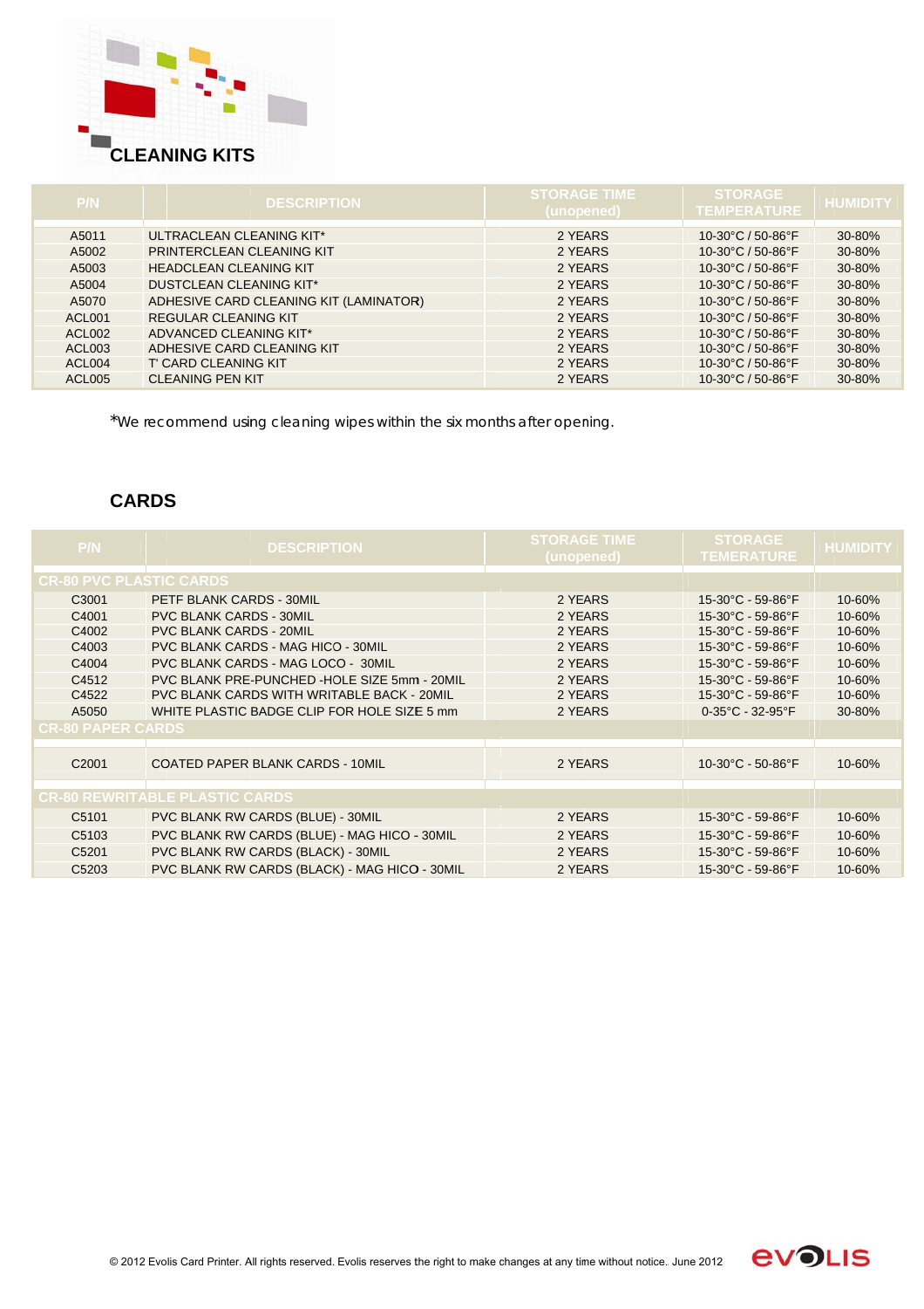## CLEANING KITS

| P/N | DESCRIPTION | STORAGE TIME (unopened) | STORAGE TEMPERATURE | HUMIDITY |
|---|---|---|---|---|
| A5011 | ULTRACLEAN CLEANING KIT* | 2 YEARS | 10-30°C / 50-86°F | 30-80% |
| A5002 | PRINTERCLEAN CLEANING KIT | 2 YEARS | 10-30°C / 50-86°F | 30-80% |
| A5003 | HEADCLEAN CLEANING KIT | 2 YEARS | 10-30°C / 50-86°F | 30-80% |
| A5004 | DUSTCLEAN CLEANING KIT* | 2 YEARS | 10-30°C / 50-86°F | 30-80% |
| A5070 | ADHESIVE CARD CLEANING KIT (LAMINATOR) | 2 YEARS | 10-30°C / 50-86°F | 30-80% |
| ACL001 | REGULAR CLEANING KIT | 2 YEARS | 10-30°C / 50-86°F | 30-80% |
| ACL002 | ADVANCED CLEANING KIT* | 2 YEARS | 10-30°C / 50-86°F | 30-80% |
| ACL003 | ADHESIVE CARD CLEANING KIT | 2 YEARS | 10-30°C / 50-86°F | 30-80% |
| ACL004 | T' CARD CLEANING KIT | 2 YEARS | 10-30°C / 50-86°F | 30-80% |
| ACL005 | CLEANING PEN KIT | 2 YEARS | 10-30°C / 50-86°F | 30-80% |

*We recommend using cleaning wipes within the six months after opening.

## CARDS

| P/N | DESCRIPTION | STORAGE TIME (unopened) | STORAGE TEMERATURE | HUMIDITY |
|---|---|---|---|---|
| **CR-80 PVC PLASTIC CARDS** | | | | |
| C3001 | PETF BLANK CARDS - 30MIL | 2 YEARS | 15-30°C - 59-86°F | 10-60% |
| C4001 | PVC BLANK CARDS - 30MIL | 2 YEARS | 15-30°C - 59-86°F | 10-60% |
| C4002 | PVC BLANK CARDS - 20MIL | 2 YEARS | 15-30°C - 59-86°F | 10-60% |
| C4003 | PVC BLANK CARDS - MAG HICO - 30MIL | 2 YEARS | 15-30°C - 59-86°F | 10-60% |
| C4004 | PVC BLANK CARDS - MAG LOCO - 30MIL | 2 YEARS | 15-30°C - 59-86°F | 10-60% |
| C4512 | PVC BLANK PRE-PUNCHED -HOLE SIZE 5mm - 20MIL | 2 YEARS | 15-30°C - 59-86°F | 10-60% |
| C4522 | PVC BLANK CARDS WITH WRITABLE BACK - 20MIL | 2 YEARS | 15-30°C - 59-86°F | 10-60% |
| A5050 | WHITE PLASTIC BADGE CLIP FOR HOLE SIZE 5 mm | 2 YEARS | 0-35°C - 32-95°F | 30-80% |
| **CR-80 PAPER CARDS** | | | | |
| C2001 | COATED PAPER BLANK CARDS - 10MIL | 2 YEARS | 10-30°C - 50-86°F | 10-60% |
| **CR-80 REWRITABLE PLASTIC CARDS** | | | | |
| C5101 | PVC BLANK RW CARDS (BLUE) - 30MIL | 2 YEARS | 15-30°C - 59-86°F | 10-60% |
| C5103 | PVC BLANK RW CARDS (BLUE) - MAG HICO - 30MIL | 2 YEARS | 15-30°C - 59-86°F | 10-60% |
| C5201 | PVC BLANK RW CARDS (BLACK) - 30MIL | 2 YEARS | 15-30°C - 59-86°F | 10-60% |
| C5203 | PVC BLANK RW CARDS (BLACK) - MAG HICO - 30MIL | 2 YEARS | 15-30°C - 59-86°F | 10-60% |

© 2012 Evolis Card Printer. All rights reserved. Evolis reserves the right to make changes at any time without notice. June 2012